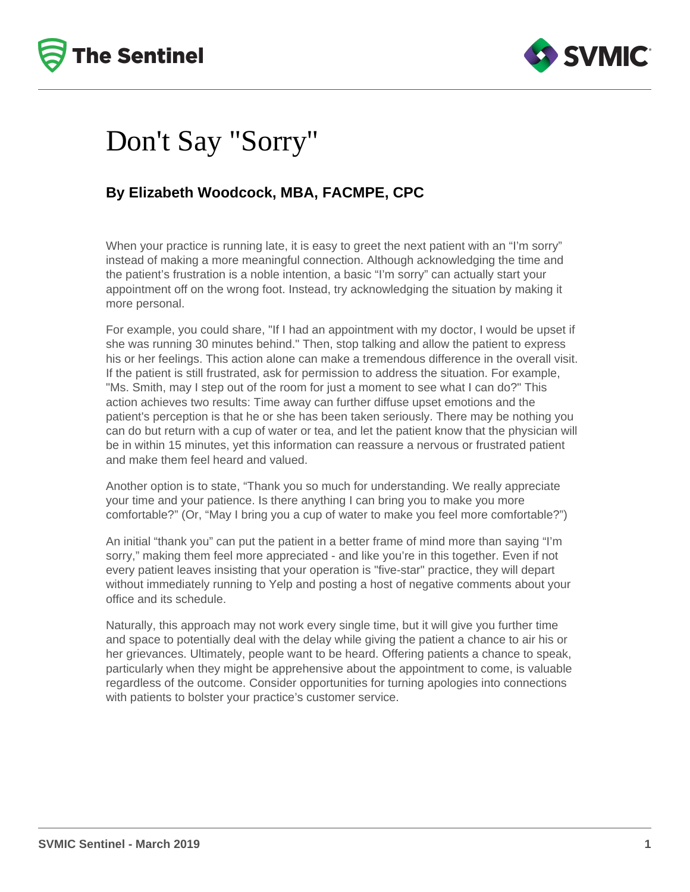# Don't Say "Sorry"

**By Elizabeth Woodcock, MBA, FACMPE, CPC**

When your practice is running late, it is easy to greet the next patient with an "I'm sorry" instead of making a more meaningful connection. Although acknowledging the time and the patient's frustration is a noble intention, a basic "I'm sorry" can actually start your appointment off on the wrong foot. Instead, try acknowledging the situation by making it more personal.

For example, you could share, "If I had an appointment with my doctor, I would be upset if she was running 30 minutes behind." Then, stop talking and allow the patient to express his or her feelings. This action alone can make a tremendous difference in the overall visit. If the patient is still frustrated, ask for permission to address the situation. For example, "Ms. Smith, may I step out of the room for just a moment to see what I can do?" This action achieves two results: Time away can further diffuse upset emotions and the patient's perception is that he or she has been taken seriously. There may be nothing you can do but return with a cup of water or tea, and let the patient know that the physician will be in within 15 minutes, yet this information can reassure a nervous or frustrated patient and make them feel heard and valued.

Another option is to state, "Thank you so much for understanding. We really appreciate your time and your patience. Is there anything I can bring you to make you more comfortable?" (Or, "May I bring you a cup of water to make you feel more comfortable?")

An initial "thank you" can put the patient in a better frame of mind more than saying "I'm sorry," making them feel more appreciated - and like you're in this together. Even if not every patient leaves insisting that your operation is "five-star" practice, they will depart without immediately running to Yelp and posting a host of negative comments about your office and its schedule.

Naturally, this approach may not work every single time, but it will give you further time and space to potentially deal with the delay while giving the patient a chance to air his or her grievances. Ultimately, people want to be heard. Offering patients a chance to speak, particularly when they might be apprehensive about the appointment to come, is valuable regardless of the outcome. Consider opportunities for turning apologies into connections with patients to bolster your practice's customer service.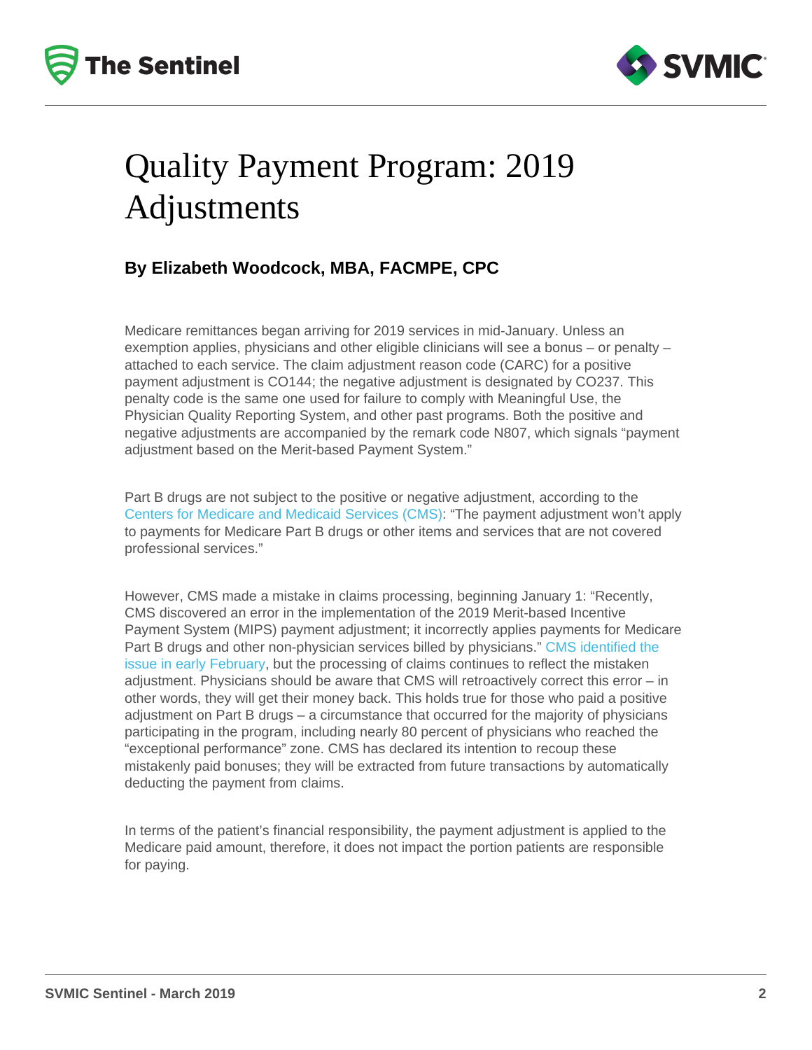# Quality Payment Program: 2019 Adjustments

**By Elizabeth Woodcock, MBA, FACMPE, CPC**

Medicare remittances began arriving for 2019 services in mid-January. Unless an exemption applies, physicians and other eligible clinicians will see a bonus – or penalty – attached to each service. The claim adjustment reason code (CARC) for a positive payment adjustment is CO144; the negative adjustment is designated by CO237. This penalty code is the same one used for failure to comply with Meaningful Use, the Physician Quality Reporting System, and other past programs. Both the positive and negative adjustments are accompanied by the remark code N807, which signals "payment adjustment based on the Merit-based Payment System."

Part B drugs are not subject to the positive or negative adjustment, according to the Centers for Medicare and Medicaid Services (CMS): "The payment adjustment won't apply to payments for Medicare Part B drugs or other items and services that are not covered professional services."

However, CMS made a mistake in claims processing, beginning January 1: "Recently, CMS discovered an error in the implementation of the 2019 Merit-based Incentive Payment System (MIPS) payment adjustment; it incorrectly applies payments for Medicare Part B drugs and other non-physician services billed by physicians." CMS identified the issue in early February, but the processing of claims continues to reflect the mistaken adjustment. Physicians should be aware that CMS will retroactively correct this error – in other words, they will get their money back. This holds true for those who paid a positive adjustment on Part B drugs – a circumstance that occurred for the majority of physicians participating in the program, including nearly 80 percent of physicians who reached the "exceptional performance" zone. CMS has declared its intention to recoup these mistakenly paid bonuses; they will be extracted from future transactions by automatically deducting the payment from claims.

In terms of the patient's financial responsibility, the payment adjustment is applied to the Medicare paid amount, therefore, it does not impact the portion patients are responsible for paying.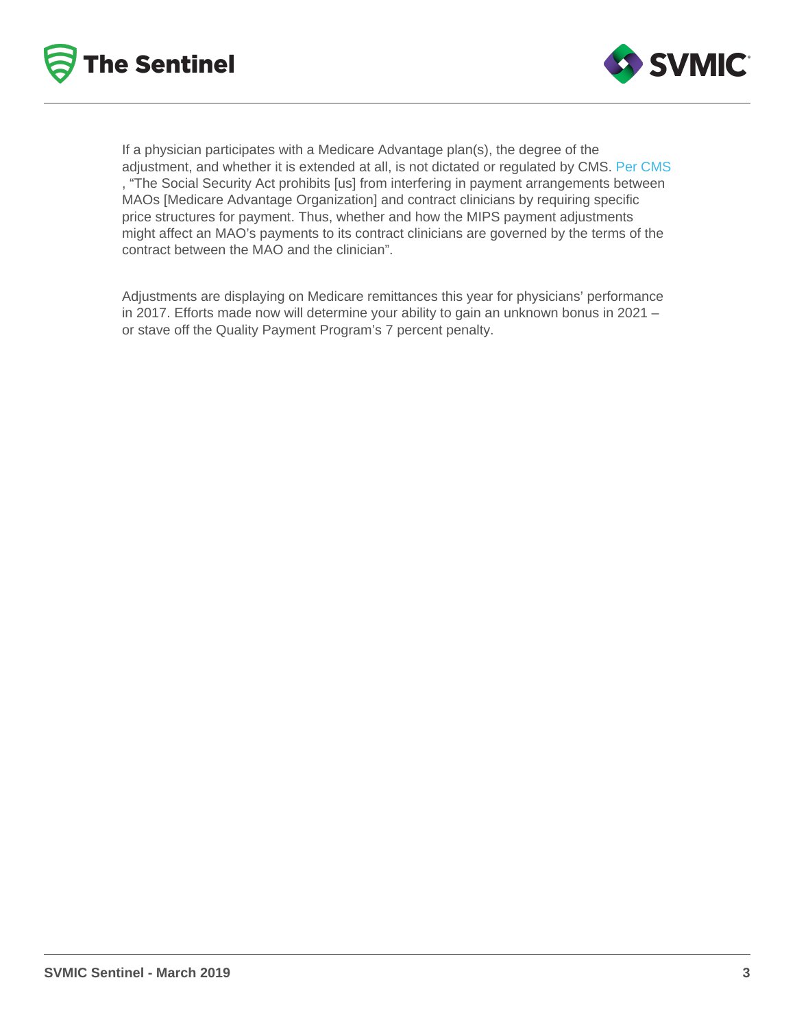If a physician participates with a Medicare Advantage plan(s), the degree of the adjustment, and whether it is extended at all, is not dictated or regulated by CMS. Per CMS, "The Social Security Act prohibits [us] from interfering in payment arrangements between MAOs [Medicare Advantage Organization] and contract clinicians by requiring specific price structures for payment. Thus, whether and how the MIPS payment adjustments might affect an MAO's payments to its contract clinicians are governed by the terms of the contract between the MAO and the clinician".

Adjustments are displaying on Medicare remittances this year for physicians' performance in 2017. Efforts made now will determine your ability to gain an unknown bonus in 2021 – or stave off the Quality Payment Program's 7 percent penalty.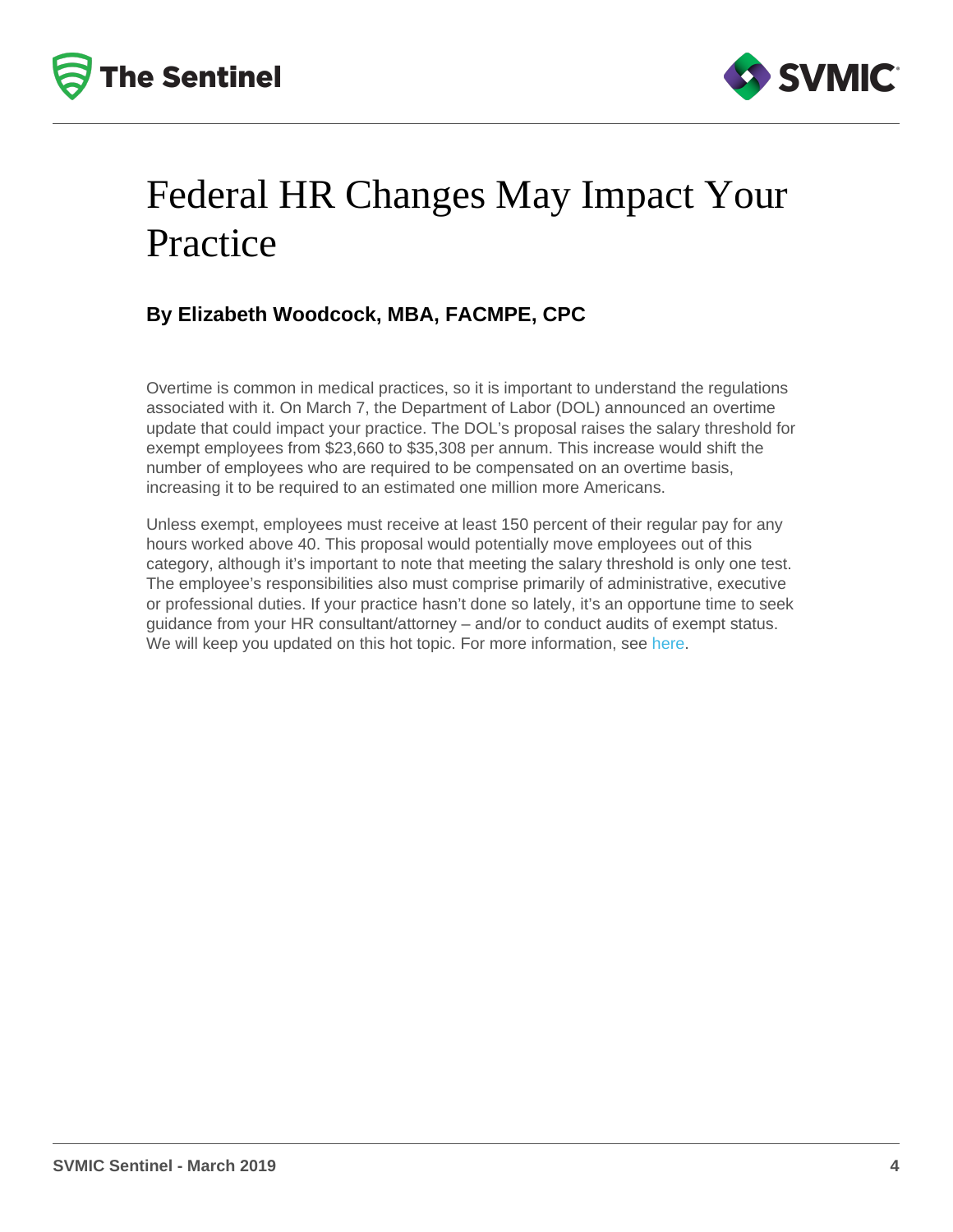# Federal HR Changes May Impact Your Practice

**By Elizabeth Woodcock, MBA, FACMPE, CPC**

Overtime is common in medical practices, so it is important to understand the regulations associated with it. On March 7, the Department of Labor (DOL) announced an overtime update that could impact your practice. The DOL's proposal raises the salary threshold for exempt employees from $23,660 to $35,308 per annum. This increase would shift the number of employees who are required to be compensated on an overtime basis, increasing it to be required to an estimated one million more Americans.

Unless exempt, employees must receive at least 150 percent of their regular pay for any hours worked above 40. This proposal would potentially move employees out of this category, although it's important to note that meeting the salary threshold is only one test. The employee's responsibilities also must comprise primarily of administrative, executive or professional duties. If your practice hasn't done so lately, it's an opportune time to seek guidance from your HR consultant/attorney – and/or to conduct audits of exempt status. We will keep you updated on this hot topic. For more information, see here.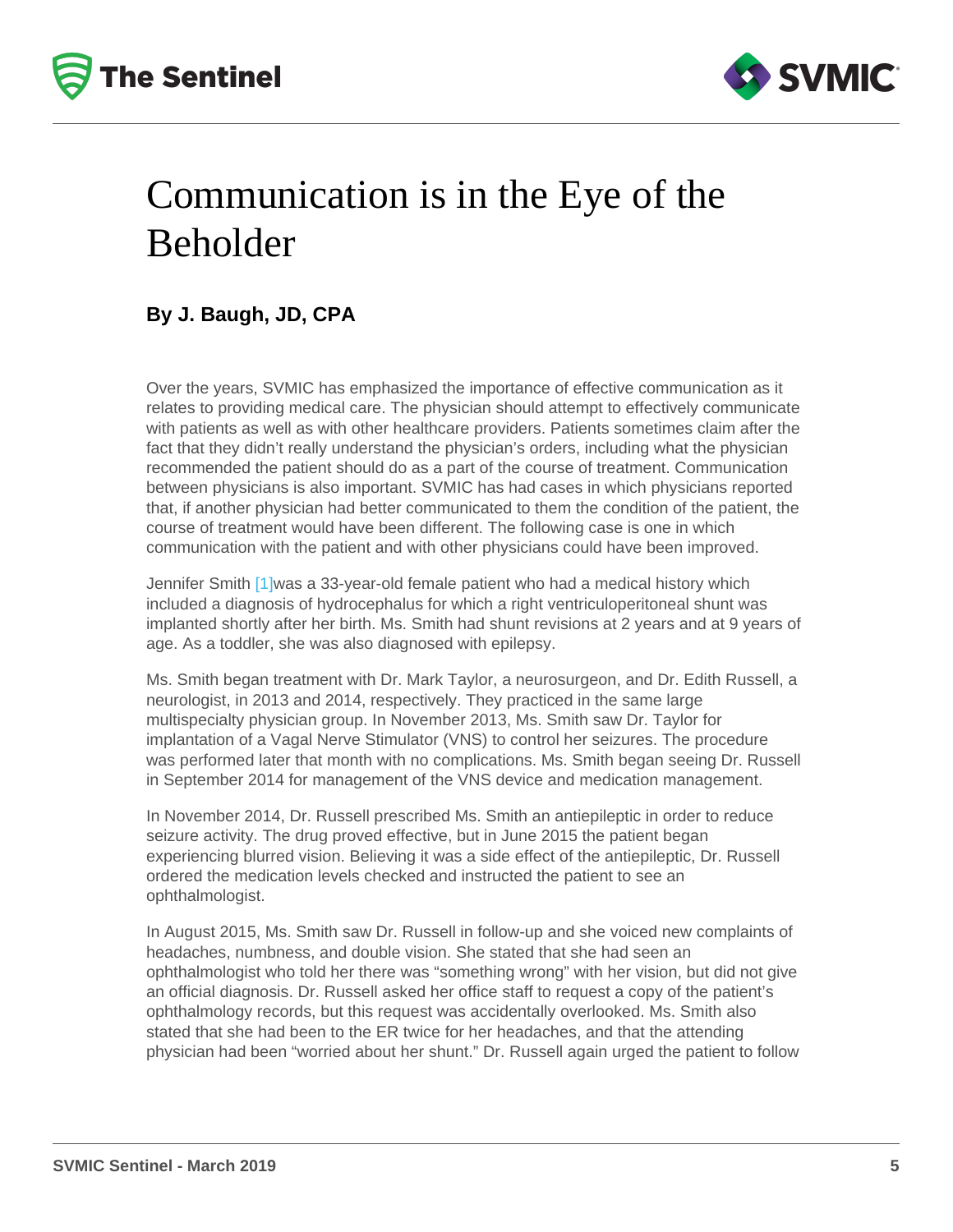# Communication is in the Eye of the Beholder

**By J. Baugh, JD, CPA**

Over the years, SVMIC has emphasized the importance of effective communication as it relates to providing medical care. The physician should attempt to effectively communicate with patients as well as with other healthcare providers. Patients sometimes claim after the fact that they didn't really understand the physician's orders, including what the physician recommended the patient should do as a part of the course of treatment. Communication between physicians is also important. SVMIC has had cases in which physicians reported that, if another physician had better communicated to them the condition of the patient, the course of treatment would have been different. The following case is one in which communication with the patient and with other physicians could have been improved.

Jennifer Smith [1]was a 33-year-old female patient who had a medical history which included a diagnosis of hydrocephalus for which a right ventriculoperitoneal shunt was implanted shortly after her birth. Ms. Smith had shunt revisions at 2 years and at 9 years of age. As a toddler, she was also diagnosed with epilepsy.

Ms. Smith began treatment with Dr. Mark Taylor, a neurosurgeon, and Dr. Edith Russell, a neurologist, in 2013 and 2014, respectively. They practiced in the same large multispecialty physician group. In November 2013, Ms. Smith saw Dr. Taylor for implantation of a Vagal Nerve Stimulator (VNS) to control her seizures. The procedure was performed later that month with no complications. Ms. Smith began seeing Dr. Russell in September 2014 for management of the VNS device and medication management.

In November 2014, Dr. Russell prescribed Ms. Smith an antiepileptic in order to reduce seizure activity. The drug proved effective, but in June 2015 the patient began experiencing blurred vision. Believing it was a side effect of the antiepileptic, Dr. Russell ordered the medication levels checked and instructed the patient to see an ophthalmologist.

In August 2015, Ms. Smith saw Dr. Russell in follow-up and she voiced new complaints of headaches, numbness, and double vision. She stated that she had seen an ophthalmologist who told her there was "something wrong" with her vision, but did not give an official diagnosis. Dr. Russell asked her office staff to request a copy of the patient's ophthalmology records, but this request was accidentally overlooked. Ms. Smith also stated that she had been to the ER twice for her headaches, and that the attending physician had been "worried about her shunt." Dr. Russell again urged the patient to follow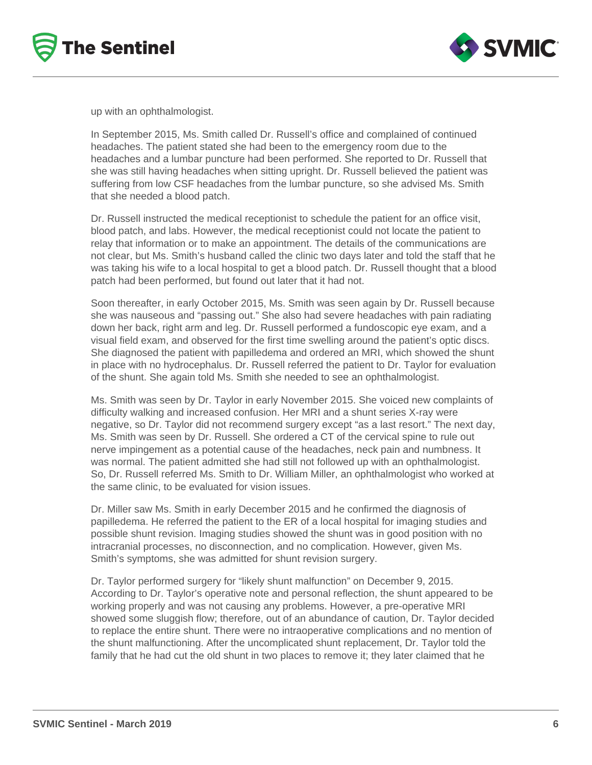up with an ophthalmologist.

In September 2015, Ms. Smith called Dr. Russell's office and complained of continued headaches. The patient stated she had been to the emergency room due to the headaches and a lumbar puncture had been performed. She reported to Dr. Russell that she was still having headaches when sitting upright. Dr. Russell believed the patient was suffering from low CSF headaches from the lumbar puncture, so she advised Ms. Smith that she needed a blood patch.

Dr. Russell instructed the medical receptionist to schedule the patient for an office visit, blood patch, and labs. However, the medical receptionist could not locate the patient to relay that information or to make an appointment. The details of the communications are not clear, but Ms. Smith's husband called the clinic two days later and told the staff that he was taking his wife to a local hospital to get a blood patch. Dr. Russell thought that a blood patch had been performed, but found out later that it had not.

Soon thereafter, in early October 2015, Ms. Smith was seen again by Dr. Russell because she was nauseous and "passing out." She also had severe headaches with pain radiating down her back, right arm and leg. Dr. Russell performed a fundoscopic eye exam, and a visual field exam, and observed for the first time swelling around the patient's optic discs. She diagnosed the patient with papilledema and ordered an MRI, which showed the shunt in place with no hydrocephalus. Dr. Russell referred the patient to Dr. Taylor for evaluation of the shunt. She again told Ms. Smith she needed to see an ophthalmologist.

Ms. Smith was seen by Dr. Taylor in early November 2015. She voiced new complaints of difficulty walking and increased confusion. Her MRI and a shunt series X-ray were negative, so Dr. Taylor did not recommend surgery except "as a last resort." The next day, Ms. Smith was seen by Dr. Russell. She ordered a CT of the cervical spine to rule out nerve impingement as a potential cause of the headaches, neck pain and numbness. It was normal. The patient admitted she had still not followed up with an ophthalmologist. So, Dr. Russell referred Ms. Smith to Dr. William Miller, an ophthalmologist who worked at the same clinic, to be evaluated for vision issues.

Dr. Miller saw Ms. Smith in early December 2015 and he confirmed the diagnosis of papilledema. He referred the patient to the ER of a local hospital for imaging studies and possible shunt revision. Imaging studies showed the shunt was in good position with no intracranial processes, no disconnection, and no complication. However, given Ms. Smith's symptoms, she was admitted for shunt revision surgery.

Dr. Taylor performed surgery for "likely shunt malfunction" on December 9, 2015. According to Dr. Taylor's operative note and personal reflection, the shunt appeared to be working properly and was not causing any problems. However, a pre-operative MRI showed some sluggish flow; therefore, out of an abundance of caution, Dr. Taylor decided to replace the entire shunt. There were no intraoperative complications and no mention of the shunt malfunctioning. After the uncomplicated shunt replacement, Dr. Taylor told the family that he had cut the old shunt in two places to remove it; they later claimed that he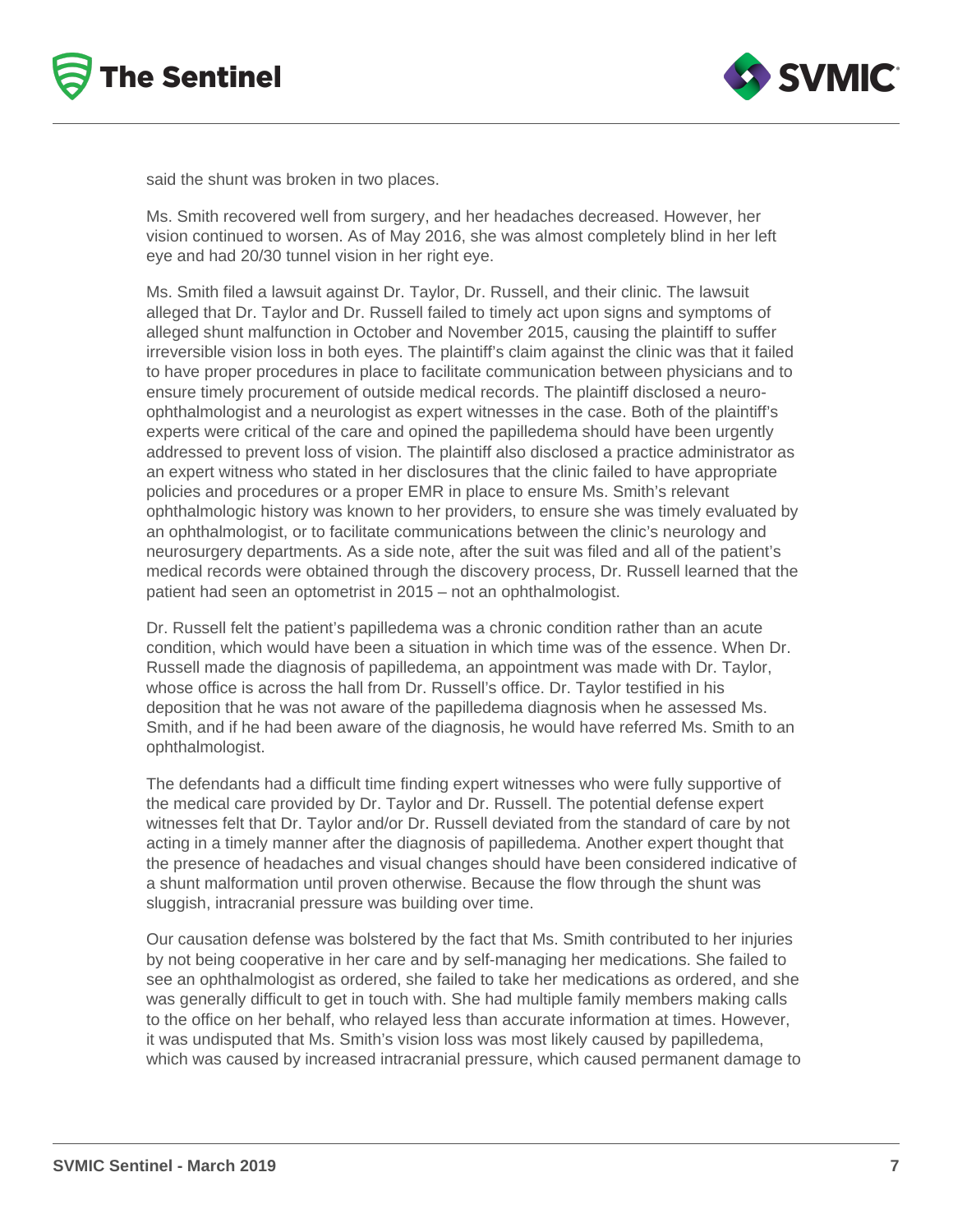said the shunt was broken in two places.

Ms. Smith recovered well from surgery, and her headaches decreased. However, her vision continued to worsen. As of May 2016, she was almost completely blind in her left eye and had 20/30 tunnel vision in her right eye.

Ms. Smith filed a lawsuit against Dr. Taylor, Dr. Russell, and their clinic. The lawsuit alleged that Dr. Taylor and Dr. Russell failed to timely act upon signs and symptoms of alleged shunt malfunction in October and November 2015, causing the plaintiff to suffer irreversible vision loss in both eyes. The plaintiff's claim against the clinic was that it failed to have proper procedures in place to facilitate communication between physicians and to ensure timely procurement of outside medical records. The plaintiff disclosed a neuro-ophthalmologist and a neurologist as expert witnesses in the case. Both of the plaintiff's experts were critical of the care and opined the papilledema should have been urgently addressed to prevent loss of vision. The plaintiff also disclosed a practice administrator as an expert witness who stated in her disclosures that the clinic failed to have appropriate policies and procedures or a proper EMR in place to ensure Ms. Smith's relevant ophthalmologic history was known to her providers, to ensure she was timely evaluated by an ophthalmologist, or to facilitate communications between the clinic's neurology and neurosurgery departments. As a side note, after the suit was filed and all of the patient's medical records were obtained through the discovery process, Dr. Russell learned that the patient had seen an optometrist in 2015 – not an ophthalmologist.

Dr. Russell felt the patient's papilledema was a chronic condition rather than an acute condition, which would have been a situation in which time was of the essence. When Dr. Russell made the diagnosis of papilledema, an appointment was made with Dr. Taylor, whose office is across the hall from Dr. Russell's office. Dr. Taylor testified in his deposition that he was not aware of the papilledema diagnosis when he assessed Ms. Smith, and if he had been aware of the diagnosis, he would have referred Ms. Smith to an ophthalmologist.

The defendants had a difficult time finding expert witnesses who were fully supportive of the medical care provided by Dr. Taylor and Dr. Russell. The potential defense expert witnesses felt that Dr. Taylor and/or Dr. Russell deviated from the standard of care by not acting in a timely manner after the diagnosis of papilledema. Another expert thought that the presence of headaches and visual changes should have been considered indicative of a shunt malformation until proven otherwise. Because the flow through the shunt was sluggish, intracranial pressure was building over time.

Our causation defense was bolstered by the fact that Ms. Smith contributed to her injuries by not being cooperative in her care and by self-managing her medications. She failed to see an ophthalmologist as ordered, she failed to take her medications as ordered, and she was generally difficult to get in touch with. She had multiple family members making calls to the office on her behalf, who relayed less than accurate information at times. However, it was undisputed that Ms. Smith's vision loss was most likely caused by papilledema, which was caused by increased intracranial pressure, which caused permanent damage to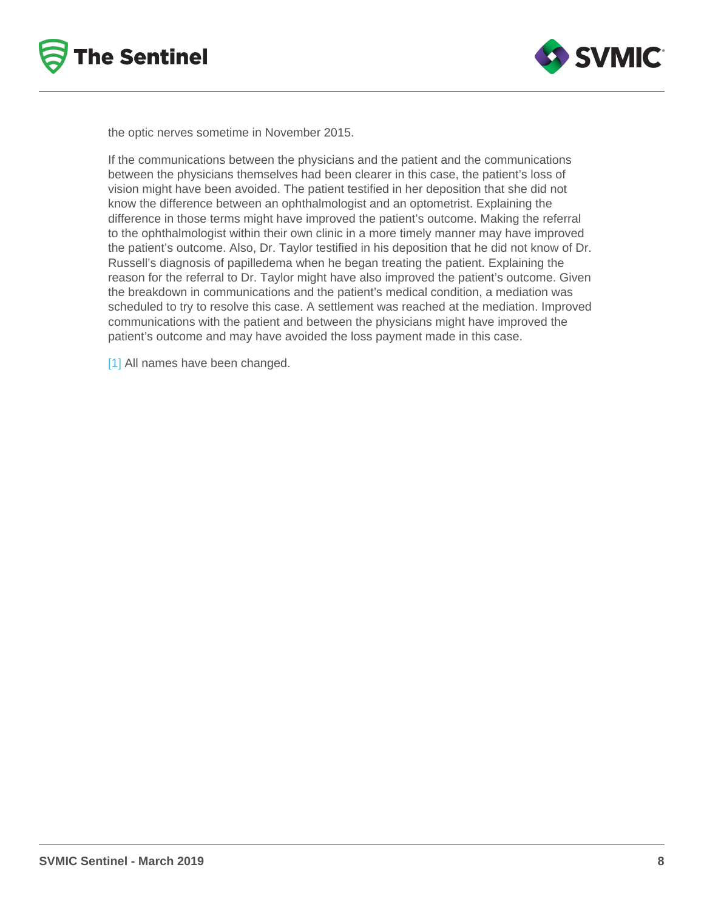the optic nerves sometime in November 2015.

If the communications between the physicians and the patient and the communications between the physicians themselves had been clearer in this case, the patient's loss of vision might have been avoided. The patient testified in her deposition that she did not know the difference between an ophthalmologist and an optometrist. Explaining the difference in those terms might have improved the patient's outcome. Making the referral to the ophthalmologist within their own clinic in a more timely manner may have improved the patient's outcome. Also, Dr. Taylor testified in his deposition that he did not know of Dr. Russell's diagnosis of papilledema when he began treating the patient. Explaining the reason for the referral to Dr. Taylor might have also improved the patient's outcome. Given the breakdown in communications and the patient's medical condition, a mediation was scheduled to try to resolve this case. A settlement was reached at the mediation. Improved communications with the patient and between the physicians might have improved the patient's outcome and may have avoided the loss payment made in this case.

[1] All names have been changed.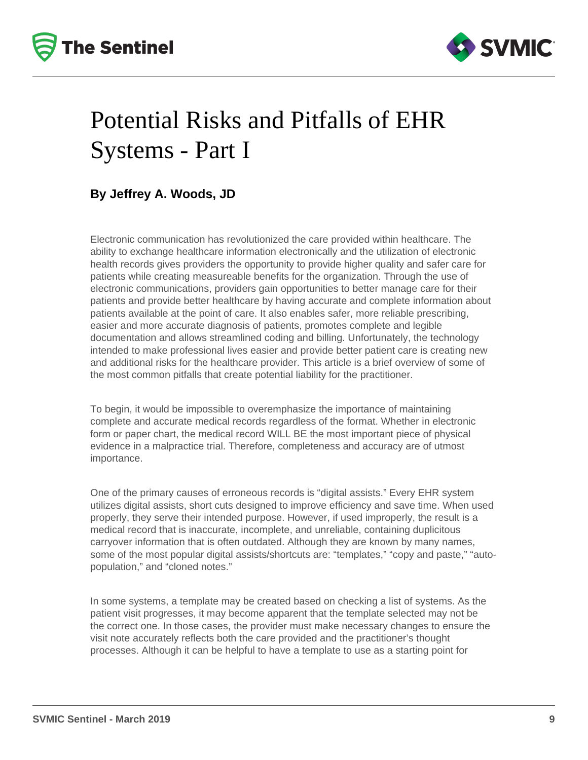# Potential Risks and Pitfalls of EHR Systems - Part I

**By Jeffrey A. Woods, JD**

Electronic communication has revolutionized the care provided within healthcare. The ability to exchange healthcare information electronically and the utilization of electronic health records gives providers the opportunity to provide higher quality and safer care for patients while creating measureable benefits for the organization. Through the use of electronic communications, providers gain opportunities to better manage care for their patients and provide better healthcare by having accurate and complete information about patients available at the point of care. It also enables safer, more reliable prescribing, easier and more accurate diagnosis of patients, promotes complete and legible documentation and allows streamlined coding and billing. Unfortunately, the technology intended to make professional lives easier and provide better patient care is creating new and additional risks for the healthcare provider. This article is a brief overview of some of the most common pitfalls that create potential liability for the practitioner.

To begin, it would be impossible to overemphasize the importance of maintaining complete and accurate medical records regardless of the format. Whether in electronic form or paper chart, the medical record WILL BE the most important piece of physical evidence in a malpractice trial. Therefore, completeness and accuracy are of utmost importance.

One of the primary causes of erroneous records is “digital assists.” Every EHR system utilizes digital assists, short cuts designed to improve efficiency and save time. When used properly, they serve their intended purpose. However, if used improperly, the result is a medical record that is inaccurate, incomplete, and unreliable, containing duplicitous carryover information that is often outdated. Although they are known by many names, some of the most popular digital assists/shortcuts are: “templates,” “copy and paste,” “auto-population,” and “cloned notes.”

In some systems, a template may be created based on checking a list of systems. As the patient visit progresses, it may become apparent that the template selected may not be the correct one. In those cases, the provider must make necessary changes to ensure the visit note accurately reflects both the care provided and the practitioner’s thought processes. Although it can be helpful to have a template to use as a starting point for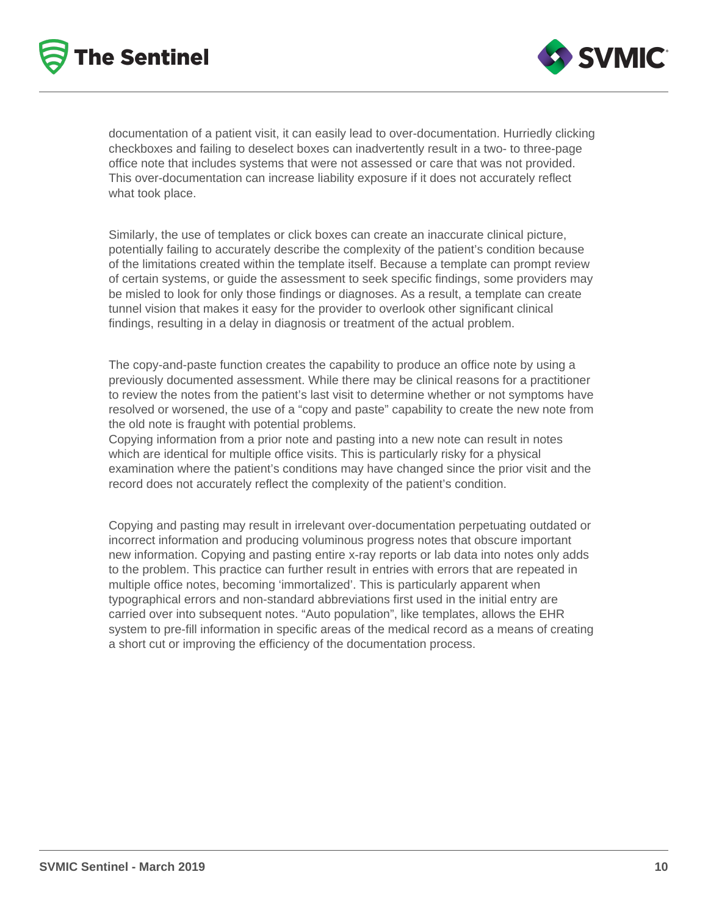documentation of a patient visit, it can easily lead to over-documentation. Hurriedly clicking checkboxes and failing to deselect boxes can inadvertently result in a two- to three-page office note that includes systems that were not assessed or care that was not provided. This over-documentation can increase liability exposure if it does not accurately reflect what took place.

Similarly, the use of templates or click boxes can create an inaccurate clinical picture, potentially failing to accurately describe the complexity of the patient's condition because of the limitations created within the template itself. Because a template can prompt review of certain systems, or guide the assessment to seek specific findings, some providers may be misled to look for only those findings or diagnoses. As a result, a template can create tunnel vision that makes it easy for the provider to overlook other significant clinical findings, resulting in a delay in diagnosis or treatment of the actual problem.

The copy-and-paste function creates the capability to produce an office note by using a previously documented assessment. While there may be clinical reasons for a practitioner to review the notes from the patient's last visit to determine whether or not symptoms have resolved or worsened, the use of a "copy and paste" capability to create the new note from the old note is fraught with potential problems.
Copying information from a prior note and pasting into a new note can result in notes which are identical for multiple office visits. This is particularly risky for a physical examination where the patient's conditions may have changed since the prior visit and the record does not accurately reflect the complexity of the patient's condition.

Copying and pasting may result in irrelevant over-documentation perpetuating outdated or incorrect information and producing voluminous progress notes that obscure important new information. Copying and pasting entire x-ray reports or lab data into notes only adds to the problem. This practice can further result in entries with errors that are repeated in multiple office notes, becoming 'immortalized'. This is particularly apparent when typographical errors and non-standard abbreviations first used in the initial entry are carried over into subsequent notes. "Auto population", like templates, allows the EHR system to pre-fill information in specific areas of the medical record as a means of creating a short cut or improving the efficiency of the documentation process.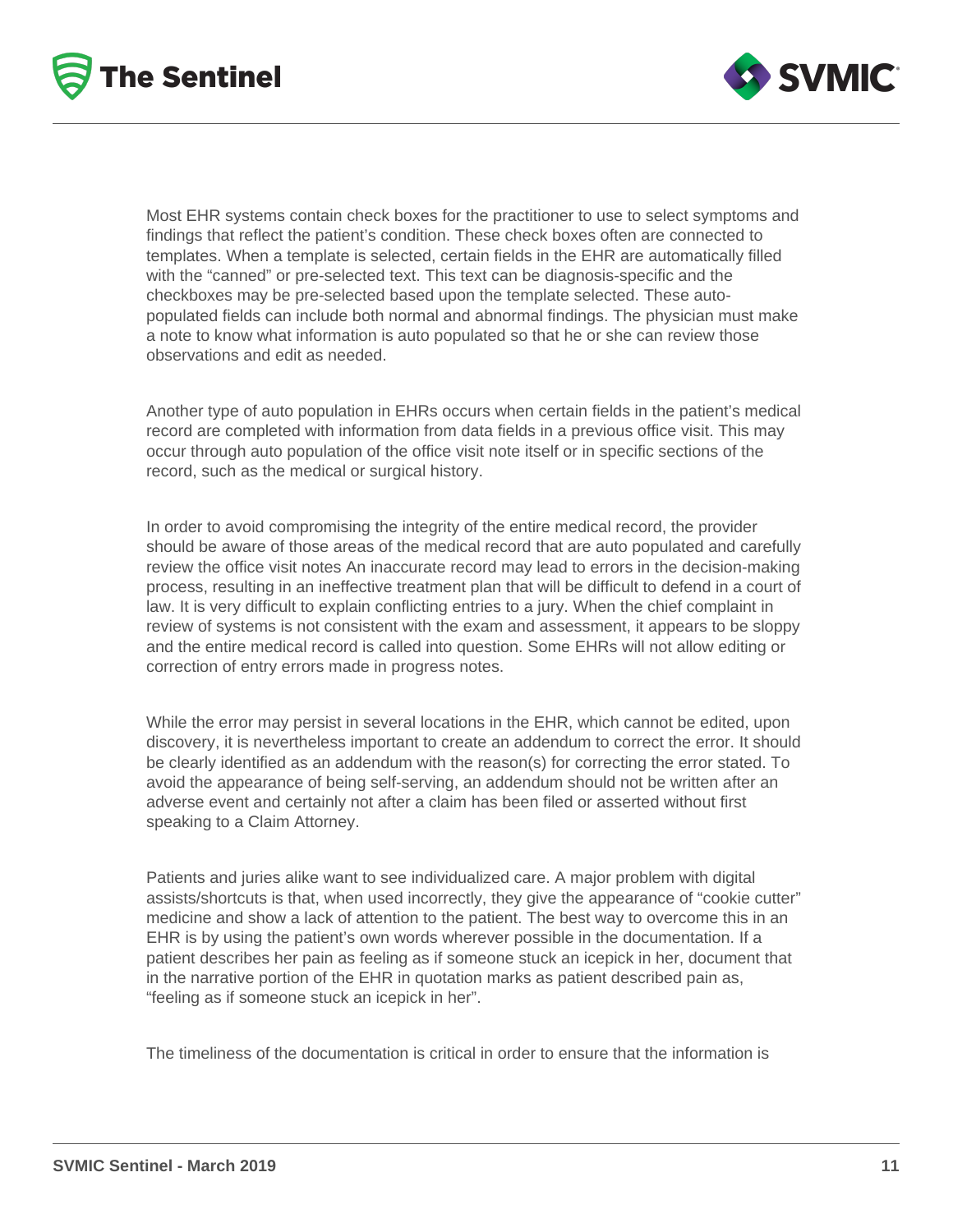Most EHR systems contain check boxes for the practitioner to use to select symptoms and findings that reflect the patient's condition. These check boxes often are connected to templates. When a template is selected, certain fields in the EHR are automatically filled with the "canned" or pre-selected text. This text can be diagnosis-specific and the checkboxes may be pre-selected based upon the template selected. These auto-populated fields can include both normal and abnormal findings. The physician must make a note to know what information is auto populated so that he or she can review those observations and edit as needed.

Another type of auto population in EHRs occurs when certain fields in the patient's medical record are completed with information from data fields in a previous office visit. This may occur through auto population of the office visit note itself or in specific sections of the record, such as the medical or surgical history.

In order to avoid compromising the integrity of the entire medical record, the provider should be aware of those areas of the medical record that are auto populated and carefully review the office visit notes An inaccurate record may lead to errors in the decision-making process, resulting in an ineffective treatment plan that will be difficult to defend in a court of law. It is very difficult to explain conflicting entries to a jury. When the chief complaint in review of systems is not consistent with the exam and assessment, it appears to be sloppy and the entire medical record is called into question. Some EHRs will not allow editing or correction of entry errors made in progress notes.

While the error may persist in several locations in the EHR, which cannot be edited, upon discovery, it is nevertheless important to create an addendum to correct the error. It should be clearly identified as an addendum with the reason(s) for correcting the error stated. To avoid the appearance of being self-serving, an addendum should not be written after an adverse event and certainly not after a claim has been filed or asserted without first speaking to a Claim Attorney.

Patients and juries alike want to see individualized care. A major problem with digital assists/shortcuts is that, when used incorrectly, they give the appearance of "cookie cutter" medicine and show a lack of attention to the patient. The best way to overcome this in an EHR is by using the patient's own words wherever possible in the documentation. If a patient describes her pain as feeling as if someone stuck an icepick in her, document that in the narrative portion of the EHR in quotation marks as patient described pain as, "feeling as if someone stuck an icepick in her".

The timeliness of the documentation is critical in order to ensure that the information is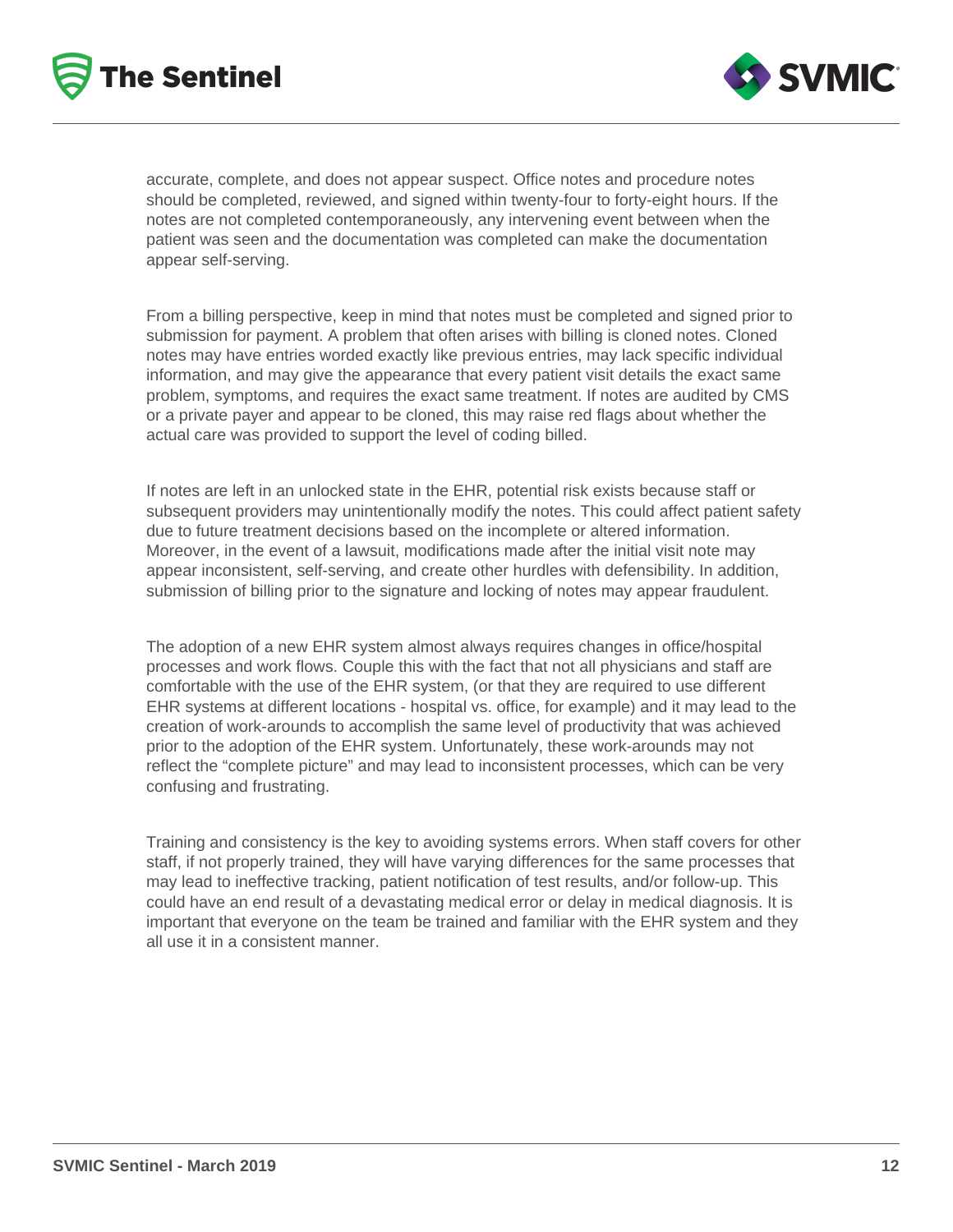accurate, complete, and does not appear suspect. Office notes and procedure notes should be completed, reviewed, and signed within twenty-four to forty-eight hours. If the notes are not completed contemporaneously, any intervening event between when the patient was seen and the documentation was completed can make the documentation appear self-serving.

From a billing perspective, keep in mind that notes must be completed and signed prior to submission for payment. A problem that often arises with billing is cloned notes. Cloned notes may have entries worded exactly like previous entries, may lack specific individual information, and may give the appearance that every patient visit details the exact same problem, symptoms, and requires the exact same treatment. If notes are audited by CMS or a private payer and appear to be cloned, this may raise red flags about whether the actual care was provided to support the level of coding billed.

If notes are left in an unlocked state in the EHR, potential risk exists because staff or subsequent providers may unintentionally modify the notes. This could affect patient safety due to future treatment decisions based on the incomplete or altered information. Moreover, in the event of a lawsuit, modifications made after the initial visit note may appear inconsistent, self-serving, and create other hurdles with defensibility. In addition, submission of billing prior to the signature and locking of notes may appear fraudulent.

The adoption of a new EHR system almost always requires changes in office/hospital processes and work flows. Couple this with the fact that not all physicians and staff are comfortable with the use of the EHR system, (or that they are required to use different EHR systems at different locations - hospital vs. office, for example) and it may lead to the creation of work-arounds to accomplish the same level of productivity that was achieved prior to the adoption of the EHR system. Unfortunately, these work-arounds may not reflect the "complete picture" and may lead to inconsistent processes, which can be very confusing and frustrating.

Training and consistency is the key to avoiding systems errors. When staff covers for other staff, if not properly trained, they will have varying differences for the same processes that may lead to ineffective tracking, patient notification of test results, and/or follow-up. This could have an end result of a devastating medical error or delay in medical diagnosis. It is important that everyone on the team be trained and familiar with the EHR system and they all use it in a consistent manner.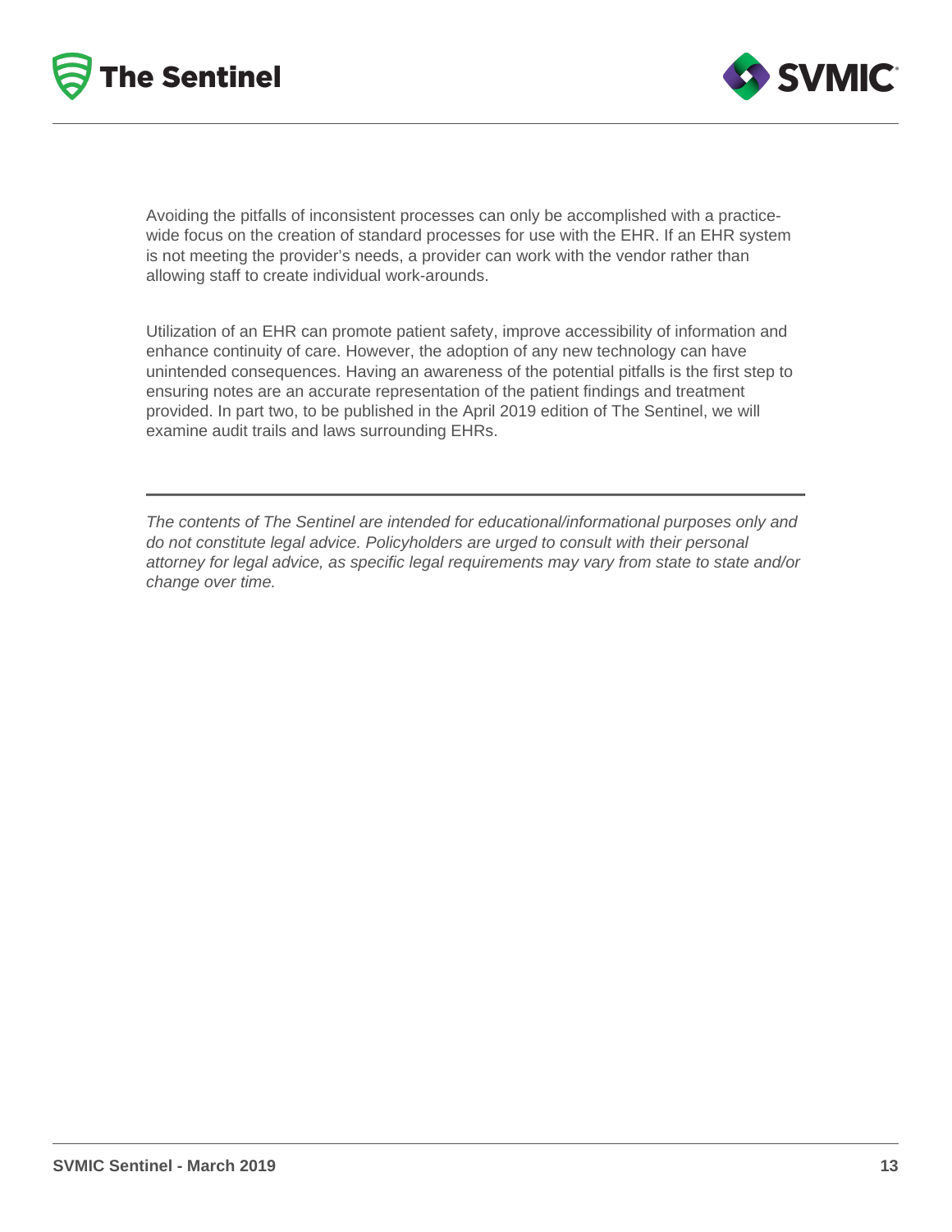Avoiding the pitfalls of inconsistent processes can only be accomplished with a practice-wide focus on the creation of standard processes for use with the EHR. If an EHR system is not meeting the provider's needs, a provider can work with the vendor rather than allowing staff to create individual work-arounds.

Utilization of an EHR can promote patient safety, improve accessibility of information and enhance continuity of care. However, the adoption of any new technology can have unintended consequences. Having an awareness of the potential pitfalls is the first step to ensuring notes are an accurate representation of the patient findings and treatment provided. In part two, to be published in the April 2019 edition of The Sentinel, we will examine audit trails and laws surrounding EHRs.

---

*The contents of The Sentinel are intended for educational/informational purposes only and do not constitute legal advice. Policyholders are urged to consult with their personal attorney for legal advice, as specific legal requirements may vary from state to state and/or change over time.*